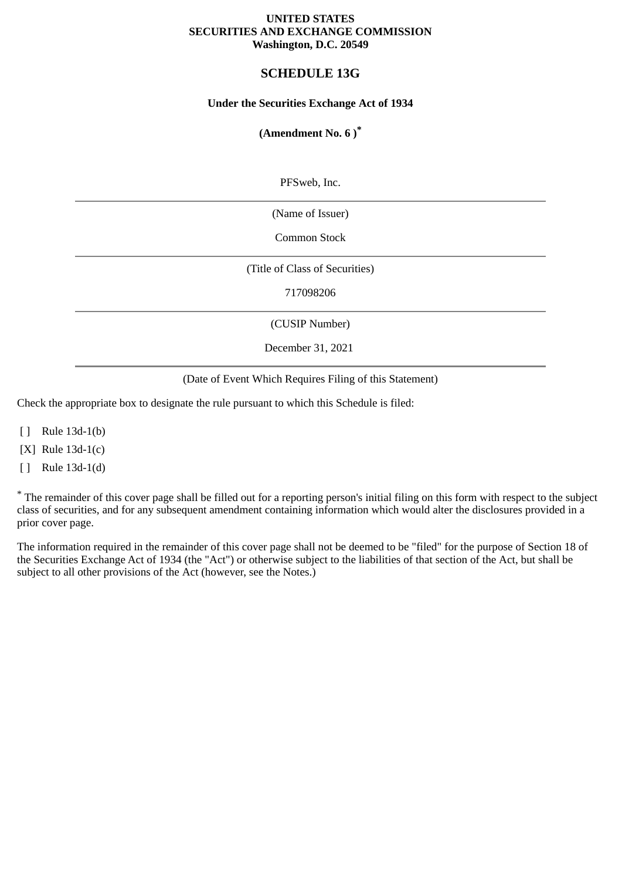**UNITED STATES**
**SECURITIES AND EXCHANGE COMMISSION**
**Washington, D.C. 20549**

# SCHEDULE 13G

**Under the Securities Exchange Act of 1934**

**(Amendment No. 6 )***

PFSweb, Inc.

(Name of Issuer)

Common Stock

(Title of Class of Securities)

717098206

(CUSIP Number)

December 31, 2021

(Date of Event Which Requires Filing of this Statement)

Check the appropriate box to designate the rule pursuant to which this Schedule is filed:

[ ] Rule 13d-1(b)

[X] Rule 13d-1(c)

[ ] Rule 13d-1(d)

* The remainder of this cover page shall be filled out for a reporting person's initial filing on this form with respect to the subject class of securities, and for any subsequent amendment containing information which would alter the disclosures provided in a prior cover page.

The information required in the remainder of this cover page shall not be deemed to be "filed" for the purpose of Section 18 of the Securities Exchange Act of 1934 (the "Act") or otherwise subject to the liabilities of that section of the Act, but shall be subject to all other provisions of the Act (however, see the Notes.)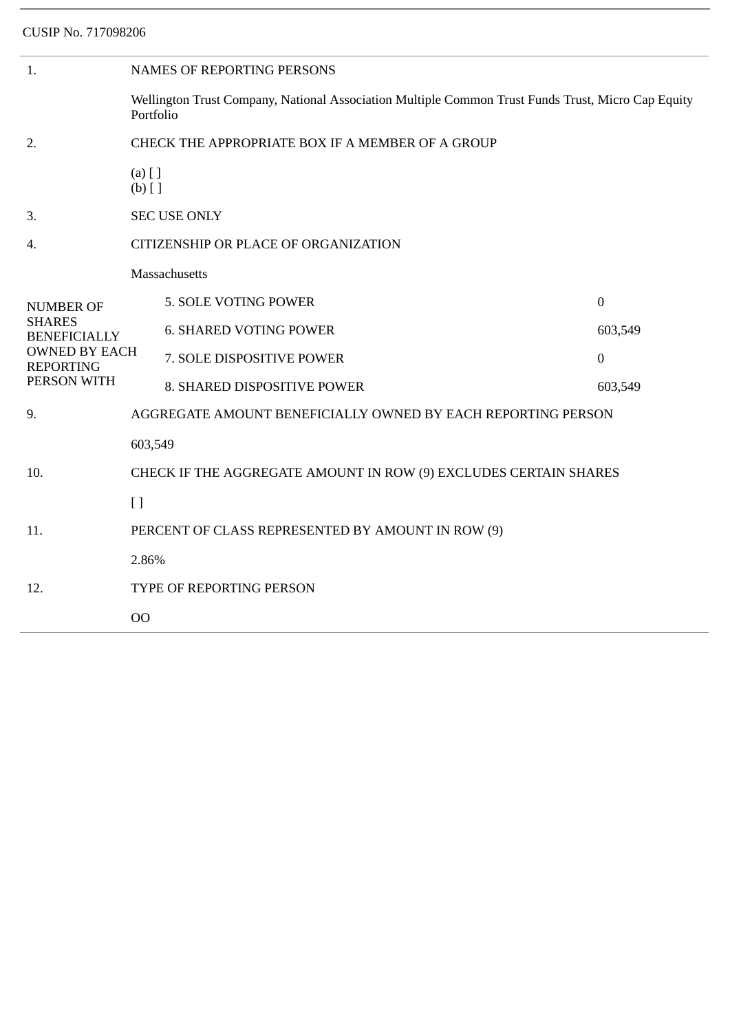CUSIP No. 717098206

| | | | |
|---|---|---|---|
| 1. | NAMES OF REPORTING PERSONS<br><br>Wellington Trust Company, National Association Multiple Common Trust Funds Trust, Micro Cap Equity Portfolio | | |
| 2. | CHECK THE APPROPRIATE BOX IF A MEMBER OF A GROUP<br><br>(a) [ ]<br>(b) [ ] | | |
| 3. | SEC USE ONLY | | |
| 4. | CITIZENSHIP OR PLACE OF ORGANIZATION<br><br>Massachusetts | | |
| NUMBER OF SHARES BENEFICIALLY OWNED BY EACH REPORTING PERSON WITH | | 5. SOLE VOTING POWER | 0 |
| | | 6. SHARED VOTING POWER | 603,549 |
| | | 7. SOLE DISPOSITIVE POWER | 0 |
| | | 8. SHARED DISPOSITIVE POWER | 603,549 |
| 9. | AGGREGATE AMOUNT BENEFICIALLY OWNED BY EACH REPORTING PERSON<br><br>603,549 | | |
| 10. | CHECK IF THE AGGREGATE AMOUNT IN ROW (9) EXCLUDES CERTAIN SHARES<br><br>[ ] | | |
| 11. | PERCENT OF CLASS REPRESENTED BY AMOUNT IN ROW (9)<br><br>2.86% | | |
| 12. | TYPE OF REPORTING PERSON<br><br>OO | | |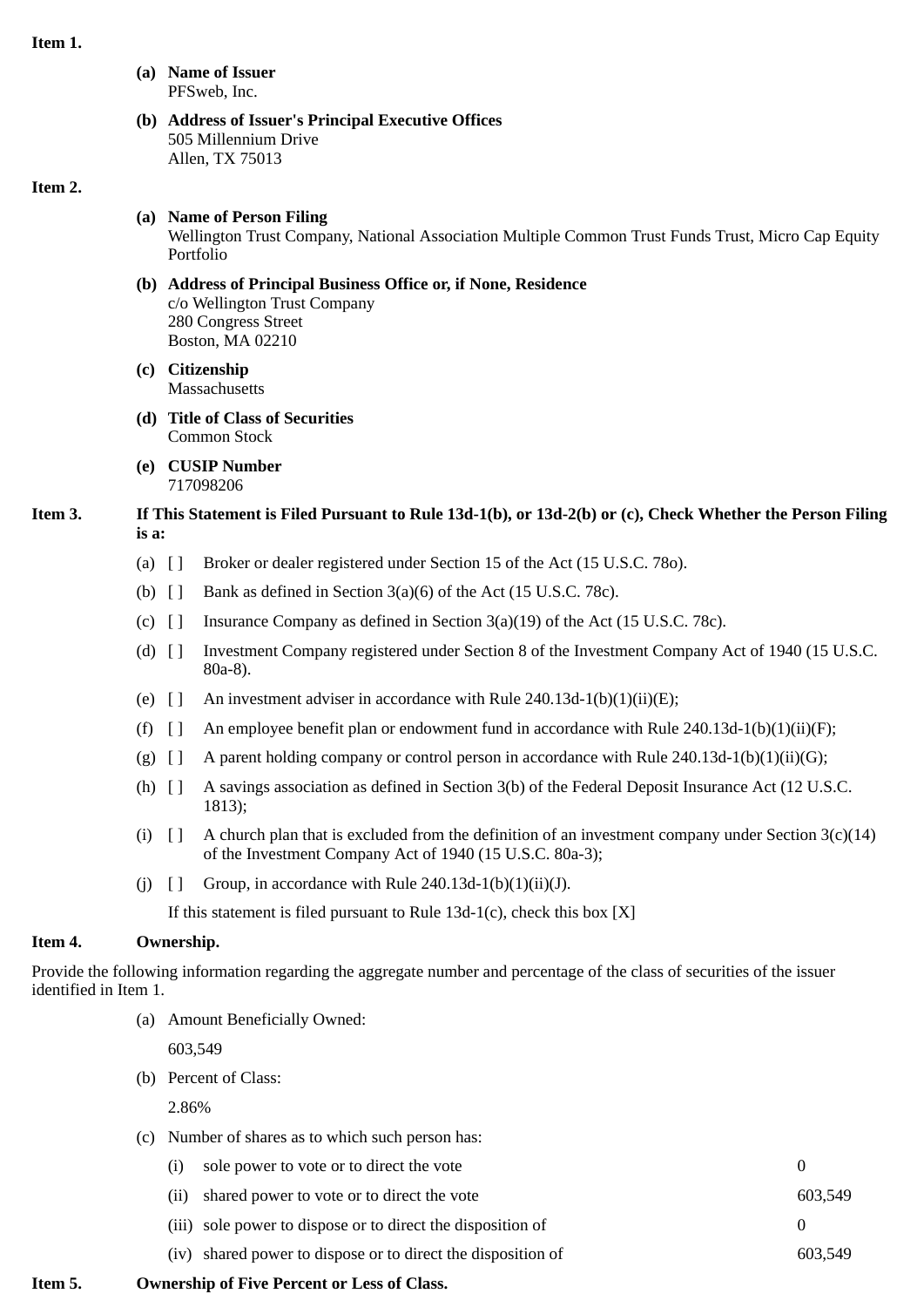**Item 1.**

**(a) Name of Issuer**
PFSweb, Inc.

**(b) Address of Issuer's Principal Executive Offices**
505 Millennium Drive
Allen, TX 75013

**Item 2.**

**(a) Name of Person Filing**
Wellington Trust Company, National Association Multiple Common Trust Funds Trust, Micro Cap Equity Portfolio

**(b) Address of Principal Business Office or, if None, Residence**
c/o Wellington Trust Company
280 Congress Street
Boston, MA 02210

**(c) Citizenship**
Massachusetts

**(d) Title of Class of Securities**
Common Stock

**(e) CUSIP Number**
717098206

**Item 3. If This Statement is Filed Pursuant to Rule 13d-1(b), or 13d-2(b) or (c), Check Whether the Person Filing is a:**

(a) [ ] Broker or dealer registered under Section 15 of the Act (15 U.S.C. 78o).

(b) [ ] Bank as defined in Section 3(a)(6) of the Act (15 U.S.C. 78c).

(c) [ ] Insurance Company as defined in Section 3(a)(19) of the Act (15 U.S.C. 78c).

(d) [ ] Investment Company registered under Section 8 of the Investment Company Act of 1940 (15 U.S.C. 80a-8).

(e) [ ] An investment adviser in accordance with Rule 240.13d-1(b)(1)(ii)(E);

(f) [ ] An employee benefit plan or endowment fund in accordance with Rule 240.13d-1(b)(1)(ii)(F);

(g) [ ] A parent holding company or control person in accordance with Rule 240.13d-1(b)(1)(ii)(G);

(h) [ ] A savings association as defined in Section 3(b) of the Federal Deposit Insurance Act (12 U.S.C. 1813);

(i) [ ] A church plan that is excluded from the definition of an investment company under Section 3(c)(14) of the Investment Company Act of 1940 (15 U.S.C. 80a-3);

(j) [ ] Group, in accordance with Rule 240.13d-1(b)(1)(ii)(J).

If this statement is filed pursuant to Rule 13d-1(c), check this box [X]

**Item 4. Ownership.**

Provide the following information regarding the aggregate number and percentage of the class of securities of the issuer identified in Item 1.

(a) Amount Beneficially Owned:

603,549

(b) Percent of Class:

2.86%

(c) Number of shares as to which such person has:

| | | |
|---|---|---|
| (i) | sole power to vote or to direct the vote | 0 |
| (ii) | shared power to vote or to direct the vote | 603,549 |
| (iii) | sole power to dispose or to direct the disposition of | 0 |
| (iv) | shared power to dispose or to direct the disposition of | 603,549 |

**Item 5. Ownership of Five Percent or Less of Class.**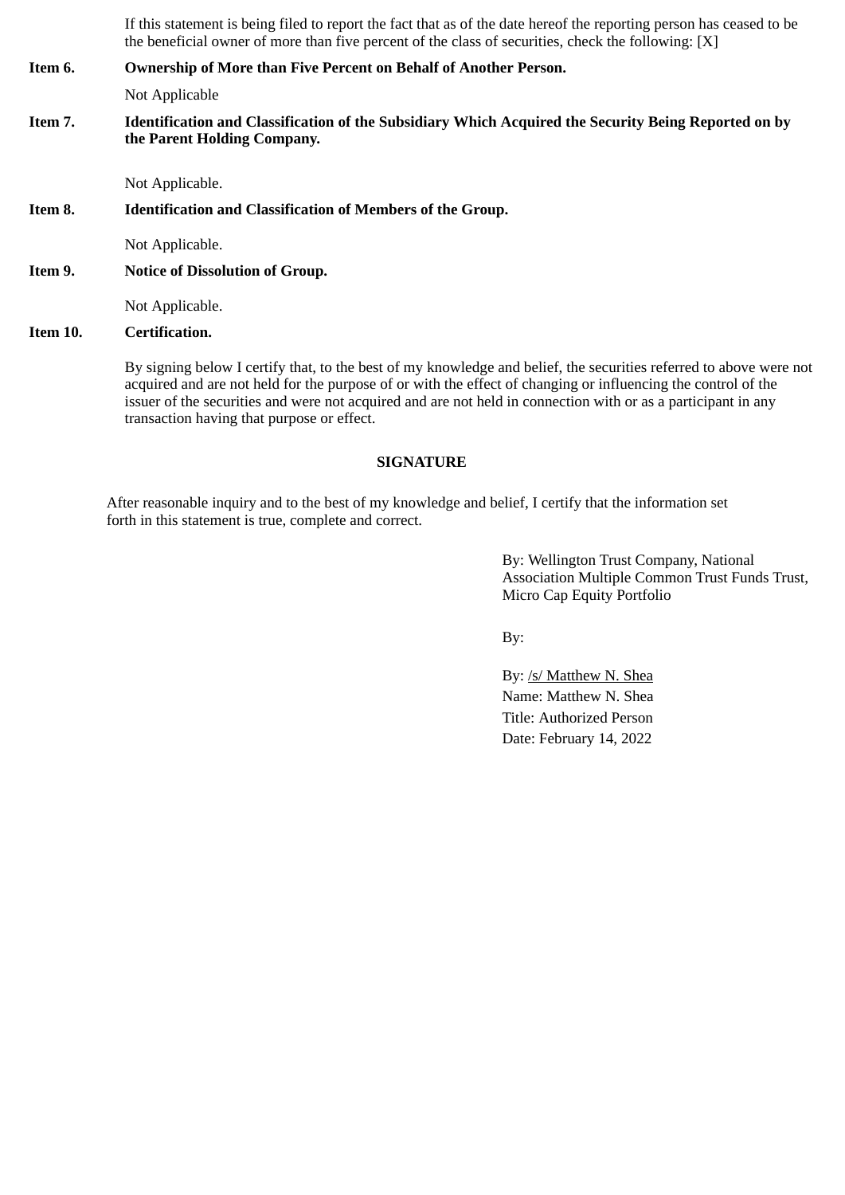If this statement is being filed to report the fact that as of the date hereof the reporting person has ceased to be the beneficial owner of more than five percent of the class of securities, check the following: [X]

**Item 6. Ownership of More than Five Percent on Behalf of Another Person.**

Not Applicable

**Item 7. Identification and Classification of the Subsidiary Which Acquired the Security Being Reported on by the Parent Holding Company.**

Not Applicable.

**Item 8. Identification and Classification of Members of the Group.**

Not Applicable.

**Item 9. Notice of Dissolution of Group.**

Not Applicable.

**Item 10. Certification.**

By signing below I certify that, to the best of my knowledge and belief, the securities referred to above were not acquired and are not held for the purpose of or with the effect of changing or influencing the control of the issuer of the securities and were not acquired and are not held in connection with or as a participant in any transaction having that purpose or effect.

**SIGNATURE**

After reasonable inquiry and to the best of my knowledge and belief, I certify that the information set forth in this statement is true, complete and correct.

By: Wellington Trust Company, National Association Multiple Common Trust Funds Trust, Micro Cap Equity Portfolio

By:

By: /s/ Matthew N. Shea
Name: Matthew N. Shea
Title: Authorized Person
Date: February 14, 2022